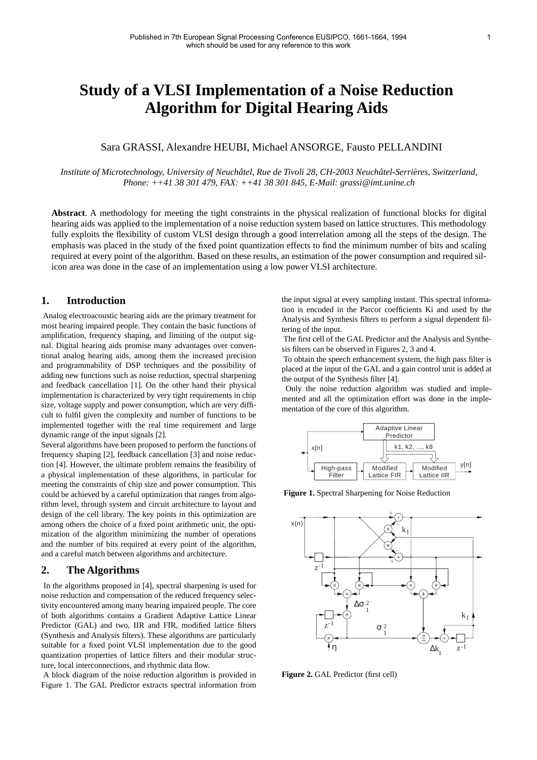Published in 7th European Signal Processing Conference EUSIPCO, 1661-1664, 1994
which should be used for any reference to this work

# Study of a VLSI Implementation of a Noise Reduction Algorithm for Digital Hearing Aids

Sara GRASSI, Alexandre HEUBI, Michael ANSORGE, Fausto PELLANDINI

*Institute of Microtechnology, University of Neuchâtel, Rue de Tivoli 28, CH-2003 Neuchâtel-Serrières, Switzerland, Phone: ++41 38 301 479, FAX: ++41 38 301 845, E-Mail: grassi@imt.unine.ch*

**Abstract**. A methodology for meeting the tight constraints in the physical realization of functional blocks for digital hearing aids was applied to the implementation of a noise reduction system based on lattice structures. This methodology fully exploits the flexibility of custom VLSI design through a good interrelation among all the steps of the design. The emphasis was placed in the study of the fixed point quantization effects to find the minimum number of bits and scaling required at every point of the algorithm. Based on these results, an estimation of the power consumption and required silicon area was done in the case of an implementation using a low power VLSI architecture.

## 1. Introduction

Analog electroacoustic hearing aids are the primary treatment for most hearing impaired people. They contain the basic functions of amplification, frequency shaping, and limiting of the output signal. Digital hearing aids promise many advantages over conventional analog hearing aids, among them the increased precision and programmability of DSP techniques and the possibility of adding new functions such as noise reduction, spectral sharpening and feedback cancellation [1]. On the other hand their physical implementation is characterized by very tight requirements in chip size, voltage supply and power consumption, which are very difficult to fulfil given the complexity and number of functions to be implemented together with the real time requirement and large dynamic range of the input signals [2].

Several algorithms have been proposed to perform the functions of frequency shaping [2], feedback cancellation [3] and noise reduction [4]. However, the ultimate problem remains the feasibility of a physical implementation of these algorithms, in particular for meeting the constraints of chip size and power consumption. This could be achieved by a careful optimization that ranges from algorithm level, through system and circuit architecture to layout and design of the cell library. The key points in this optimization are among others the choice of a fixed point arithmetic unit, the optimization of the algorithm minimizing the number of operations and the number of bits required at every point of the algorithm, and a careful match between algorithms and architecture.

## 2. The Algorithms

In the algorithms proposed in [4], spectral sharpening is used for noise reduction and compensation of the reduced frequency selectivity encountered among many hearing impaired people. The core of both algorithms contains a Gradient Adaptive Lattice Linear Predictor (GAL) and two, IIR and FIR, modified lattice filters (Synthesis and Analysis filters). These algorithms are particularly suitable for a fixed point VLSI implementation due to the good quantization properties of lattice filters and their modular structure, local interconnections, and rhythmic data flow.

A block diagram of the noise reduction algorithm is provided in Figure 1. The GAL Predictor extracts spectral information from the input signal at every sampling instant. This spectral information is encoded in the Parcor coefficients Ki and used by the Analysis and Synthesis filters to perform a signal dependent filtering of the input.

The first cell of the GAL Predictor and the Analysis and Synthesis filters can be observed in Figures 2, 3 and 4.

To obtain the speech enhancement system, the high pass filter is placed at the input of the GAL and a gain control unit is added at the output of the Synthesis filter [4].

Only the noise reduction algorithm was studied and implemented and all the optimization effort was done in the implementation of the core of this algorithm.

**Figure 1.** Spectral Sharpening for Noise Reduction

**Figure 2.** GAL Predictor (first cell)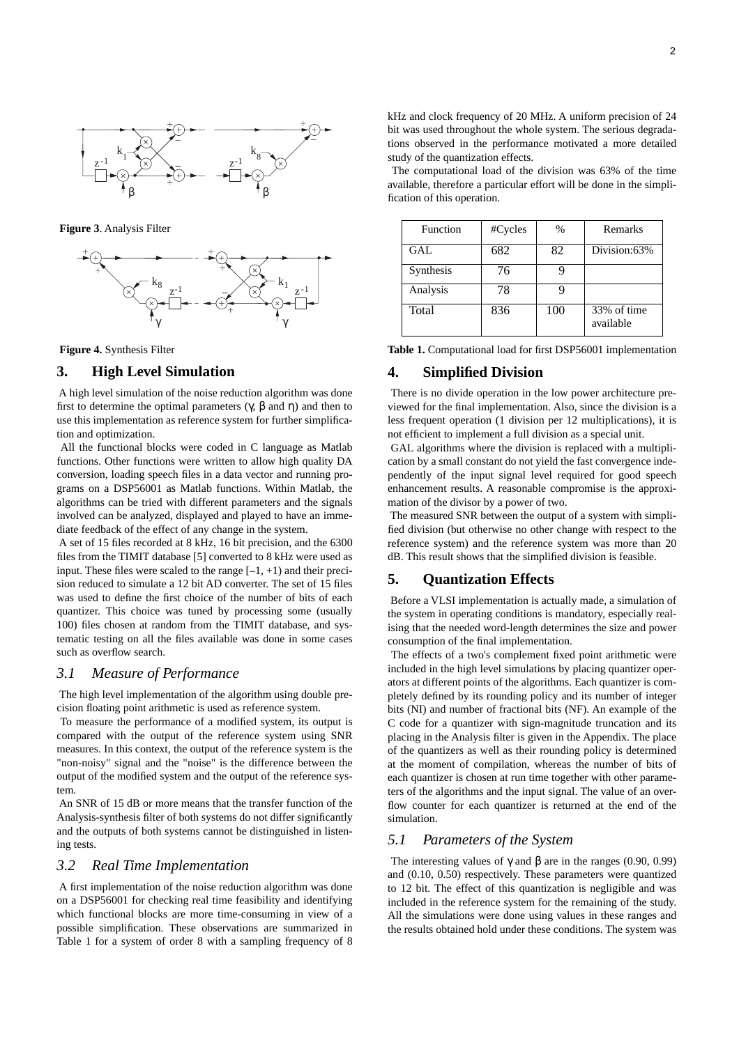**Figure 3**. Analysis Filter

**Figure 4.** Synthesis Filter

## 3. High Level Simulation

A high level simulation of the noise reduction algorithm was done first to determine the optimal parameters (γ, β and η) and then to use this implementation as reference system for further simplification and optimization.

All the functional blocks were coded in C language as Matlab functions. Other functions were written to allow high quality DA conversion, loading speech files in a data vector and running programs on a DSP56001 as Matlab functions. Within Matlab, the algorithms can be tried with different parameters and the signals involved can be analyzed, displayed and played to have an immediate feedback of the effect of any change in the system.

A set of 15 files recorded at 8 kHz, 16 bit precision, and the 6300 files from the TIMIT database [5] converted to 8 kHz were used as input. These files were scaled to the range [–1, +1) and their precision reduced to simulate a 12 bit AD converter. The set of 15 files was used to define the first choice of the number of bits of each quantizer. This choice was tuned by processing some (usually 100) files chosen at random from the TIMIT database, and systematic testing on all the files available was done in some cases such as overflow search.

### *3.1 Measure of Performance*

The high level implementation of the algorithm using double precision floating point arithmetic is used as reference system.

To measure the performance of a modified system, its output is compared with the output of the reference system using SNR measures. In this context, the output of the reference system is the "non-noisy" signal and the "noise" is the difference between the output of the modified system and the output of the reference system.

An SNR of 15 dB or more means that the transfer function of the Analysis-synthesis filter of both systems do not differ significantly and the outputs of both systems cannot be distinguished in listening tests.

### *3.2 Real Time Implementation*

A first implementation of the noise reduction algorithm was done on a DSP56001 for checking real time feasibility and identifying which functional blocks are more time-consuming in view of a possible simplification. These observations are summarized in Table 1 for a system of order 8 with a sampling frequency of 8 kHz and clock frequency of 20 MHz. A uniform precision of 24 bit was used throughout the whole system. The serious degradations observed in the performance motivated a more detailed study of the quantization effects.

The computational load of the division was 63% of the time available, therefore a particular effort will be done in the simplification of this operation.

| Function | #Cycles | % | Remarks |
|---|---|---|---|
| GAL | 682 | 82 | Division:63% |
| Synthesis | 76 | 9 | |
| Analysis | 78 | 9 | |
| Total | 836 | 100 | 33% of time available |

**Table 1.** Computational load for first DSP56001 implementation

## 4. Simplified Division

There is no divide operation in the low power architecture previewed for the final implementation. Also, since the division is a less frequent operation (1 division per 12 multiplications), it is not efficient to implement a full division as a special unit.

GAL algorithms where the division is replaced with a multiplication by a small constant do not yield the fast convergence independently of the input signal level required for good speech enhancement results. A reasonable compromise is the approximation of the divisor by a power of two.

The measured SNR between the output of a system with simplified division (but otherwise no other change with respect to the reference system) and the reference system was more than 20 dB. This result shows that the simplified division is feasible.

## 5. Quantization Effects

Before a VLSI implementation is actually made, a simulation of the system in operating conditions is mandatory, especially realising that the needed word-length determines the size and power consumption of the final implementation.

The effects of a two's complement fixed point arithmetic were included in the high level simulations by placing quantizer operators at different points of the algorithms. Each quantizer is completely defined by its rounding policy and its number of integer bits (NI) and number of fractional bits (NF). An example of the C code for a quantizer with sign-magnitude truncation and its placing in the Analysis filter is given in the Appendix. The place of the quantizers as well as their rounding policy is determined at the moment of compilation, whereas the number of bits of each quantizer is chosen at run time together with other parameters of the algorithms and the input signal. The value of an overflow counter for each quantizer is returned at the end of the simulation.

### *5.1 Parameters of the System*

The interesting values of γ and β are in the ranges (0.90, 0.99) and (0.10, 0.50) respectively. These parameters were quantized to 12 bit. The effect of this quantization is negligible and was included in the reference system for the remaining of the study. All the simulations were done using values in these ranges and the results obtained hold under these conditions. The system was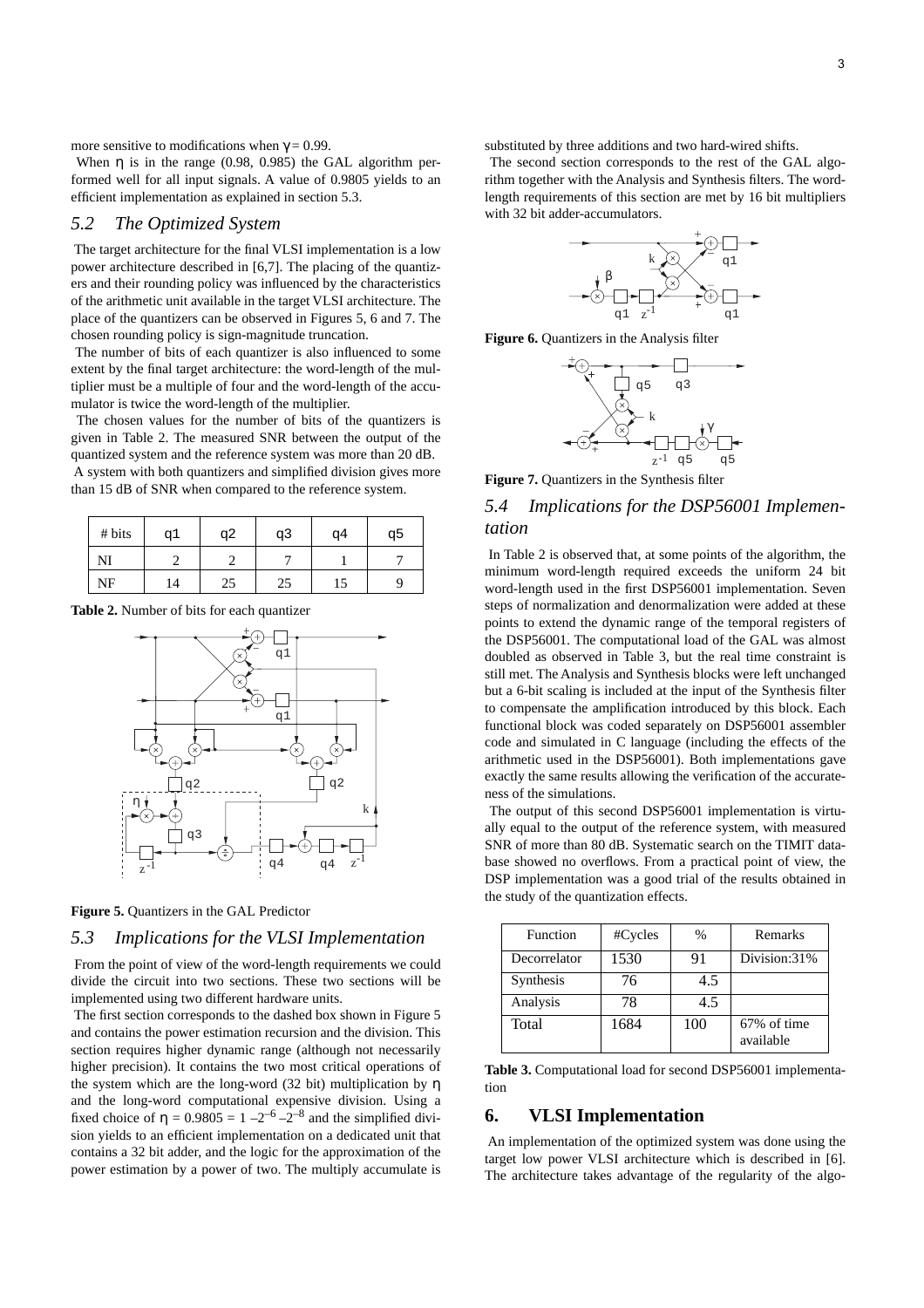more sensitive to modifications when $\gamma = 0.99$.

When $\eta$ is in the range (0.98, 0.985) the GAL algorithm performed well for all input signals. A value of 0.9805 yields to an efficient implementation as explained in section 5.3.

## 5.2 The Optimized System

The target architecture for the final VLSI implementation is a low power architecture described in [6,7]. The placing of the quantizers and their rounding policy was influenced by the characteristics of the arithmetic unit available in the target VLSI architecture. The place of the quantizers can be observed in Figures 5, 6 and 7. The chosen rounding policy is sign-magnitude truncation.

The number of bits of each quantizer is also influenced to some extent by the final target architecture: the word-length of the multiplier must be a multiple of four and the word-length of the accumulator is twice the word-length of the multiplier.

The chosen values for the number of bits of the quantizers is given in Table 2. The measured SNR between the output of the quantized system and the reference system was more than 20 dB.

A system with both quantizers and simplified division gives more than 15 dB of SNR when compared to the reference system.

| # bits | q1 | q2 | q3 | q4 | q5 |
|---|---|---|---|---|---|
| NI | 2 | 2 | 7 | 1 | 7 |
| NF | 14 | 25 | 25 | 15 | 9 |

**Table 2.** Number of bits for each quantizer

**Figure 5.** Quantizers in the GAL Predictor

## 5.3 Implications for the VLSI Implementation

From the point of view of the word-length requirements we could divide the circuit into two sections. These two sections will be implemented using two different hardware units.

The first section corresponds to the dashed box shown in Figure 5 and contains the power estimation recursion and the division. This section requires higher dynamic range (although not necessarily higher precision). It contains the two most critical operations of the system which are the long-word (32 bit) multiplication by $\eta$ and the long-word computational expensive division. Using a fixed choice of $\eta = 0.9805 = 1 - 2^{-6} - 2^{-8}$ and the simplified division yields to an efficient implementation on a dedicated unit that contains a 32 bit adder, and the logic for the approximation of the power estimation by a power of two. The multiply accumulate is substituted by three additions and two hard-wired shifts.

The second section corresponds to the rest of the GAL algorithm together with the Analysis and Synthesis filters. The word-length requirements of this section are met by 16 bit multipliers with 32 bit adder-accumulators.

**Figure 6.** Quantizers in the Analysis filter

**Figure 7.** Quantizers in the Synthesis filter

## 5.4 Implications for the DSP56001 Implementation

In Table 2 is observed that, at some points of the algorithm, the minimum word-length required exceeds the uniform 24 bit word-length used in the first DSP56001 implementation. Seven steps of normalization and denormalization were added at these points to extend the dynamic range of the temporal registers of the DSP56001. The computational load of the GAL was almost doubled as observed in Table 3, but the real time constraint is still met. The Analysis and Synthesis blocks were left unchanged but a 6-bit scaling is included at the input of the Synthesis filter to compensate the amplification introduced by this block. Each functional block was coded separately on DSP56001 assembler code and simulated in C language (including the effects of the arithmetic used in the DSP56001). Both implementations gave exactly the same results allowing the verification of the accurateness of the simulations.

The output of this second DSP56001 implementation is virtually equal to the output of the reference system, with measured SNR of more than 80 dB. Systematic search on the TIMIT database showed no overflows. From a practical point of view, the DSP implementation was a good trial of the results obtained in the study of the quantization effects.

| Function | #Cycles | % | Remarks |
|---|---|---|---|
| Decorrelator | 1530 | 91 | Division:31% |
| Synthesis | 76 | 4.5 | |
| Analysis | 78 | 4.5 | |
| Total | 1684 | 100 | 67% of time available |

**Table 3.** Computational load for second DSP56001 implementation

# 6. VLSI Implementation

An implementation of the optimized system was done using the target low power VLSI architecture which is described in [6]. The architecture takes advantage of the regularity of the algo-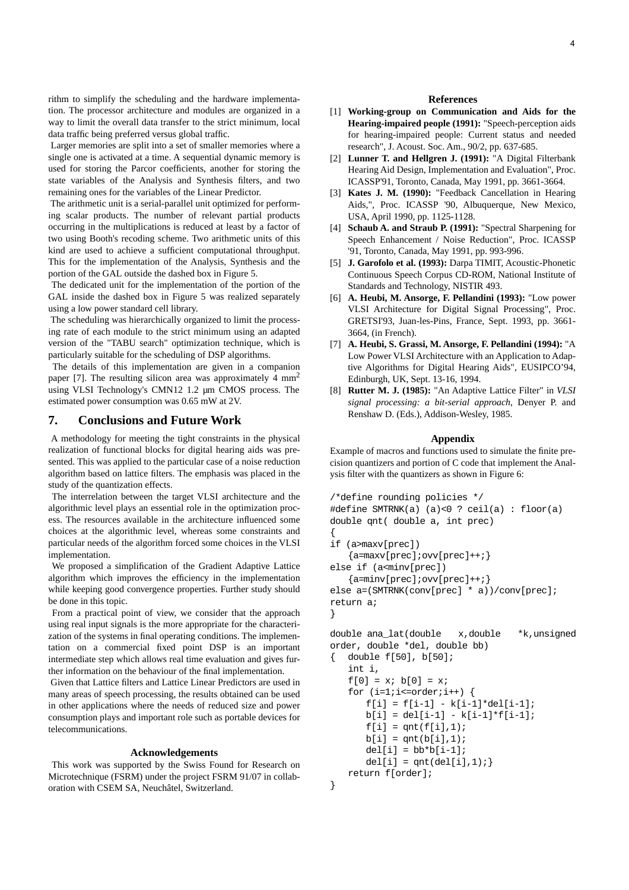rithm to simplify the scheduling and the hardware implementation. The processor architecture and modules are organized in a way to limit the overall data transfer to the strict minimum, local data traffic being preferred versus global traffic.

Larger memories are split into a set of smaller memories where a single one is activated at a time. A sequential dynamic memory is used for storing the Parcor coefficients, another for storing the state variables of the Analysis and Synthesis filters, and two remaining ones for the variables of the Linear Predictor.

The arithmetic unit is a serial-parallel unit optimized for performing scalar products. The number of relevant partial products occurring in the multiplications is reduced at least by a factor of two using Booth's recoding scheme. Two arithmetic units of this kind are used to achieve a sufficient computational throughput. This for the implementation of the Analysis, Synthesis and the portion of the GAL outside the dashed box in Figure 5.

The dedicated unit for the implementation of the portion of the GAL inside the dashed box in Figure 5 was realized separately using a low power standard cell library.

The scheduling was hierarchically organized to limit the processing rate of each module to the strict minimum using an adapted version of the "TABU search" optimization technique, which is particularly suitable for the scheduling of DSP algorithms.

The details of this implementation are given in a companion paper [7]. The resulting silicon area was approximately 4 $mm^2$ using VLSI Technology's CMN12 1.2 µm CMOS process. The estimated power consumption was 0.65 mW at 2V.

## 7. Conclusions and Future Work

A methodology for meeting the tight constraints in the physical realization of functional blocks for digital hearing aids was presented. This was applied to the particular case of a noise reduction algorithm based on lattice filters. The emphasis was placed in the study of the quantization effects.

The interrelation between the target VLSI architecture and the algorithmic level plays an essential role in the optimization process. The resources available in the architecture influenced some choices at the algorithmic level, whereas some constraints and particular needs of the algorithm forced some choices in the VLSI implementation.

We proposed a simplification of the Gradient Adaptive Lattice algorithm which improves the efficiency in the implementation while keeping good convergence properties. Further study should be done in this topic.

From a practical point of view, we consider that the approach using real input signals is the more appropriate for the characterization of the systems in final operating conditions. The implementation on a commercial fixed point DSP is an important intermediate step which allows real time evaluation and gives further information on the behaviour of the final implementation.

Given that Lattice filters and Lattice Linear Predictors are used in many areas of speech processing, the results obtained can be used in other applications where the needs of reduced size and power consumption plays and important role such as portable devices for telecommunications.

### Acknowledgements

This work was supported by the Swiss Found for Research on Microtechnique (FSRM) under the project FSRM 91/07 in collaboration with CSEM SA, Neuchâtel, Switzerland.

### References

[1] **Working-group on Communication and Aids for the Hearing-impaired people (1991):** "Speech-perception aids for hearing-impaired people: Current status and needed research", J. Acoust. Soc. Am., 90/2, pp. 637-685.

[2] **Lunner T. and Hellgren J. (1991):** "A Digital Filterbank Hearing Aid Design, Implementation and Evaluation", Proc. ICASSP'91, Toronto, Canada, May 1991, pp. 3661-3664.

[3] **Kates J. M. (1990):** "Feedback Cancellation in Hearing Aids,", Proc. ICASSP '90, Albuquerque, New Mexico, USA, April 1990, pp. 1125-1128.

[4] **Schaub A. and Straub P. (1991):** "Spectral Sharpening for Speech Enhancement / Noise Reduction", Proc. ICASSP '91, Toronto, Canada, May 1991, pp. 993-996.

[5] **J. Garofolo et al. (1993):** Darpa TIMIT, Acoustic-Phonetic Continuous Speech Corpus CD-ROM, National Institute of Standards and Technology, NISTIR 493.

[6] **A. Heubi, M. Ansorge, F. Pellandini (1993):** "Low power VLSI Architecture for Digital Signal Processing", Proc. GRETSI'93, Juan-les-Pins, France, Sept. 1993, pp. 3661-3664, (in French).

[7] **A. Heubi, S. Grassi, M. Ansorge, F. Pellandini (1994):** "A Low Power VLSI Architecture with an Application to Adaptive Algorithms for Digital Hearing Aids", EUSIPCO'94, Edinburgh, UK, Sept. 13-16, 1994.

[8] **Rutter M. J. (1985):** "An Adaptive Lattice Filter" in *VLSI signal processing: a bit-serial approach*, Denyer P. and Renshaw D. (Eds.), Addison-Wesley, 1985.

### Appendix

Example of macros and functions used to simulate the finite precision quantizers and portion of C code that implement the Analysis filter with the quantizers as shown in Figure 6:

```
/*define rounding policies */
#define SMTRNK(a) (a)<0 ? ceil(a) : floor(a)
double qnt( double a, int prec)
{
if (a>maxv[prec])
   {a=maxv[prec];ovv[prec]++;}
else if (a<minv[prec])
   {a=minv[prec];ovv[prec]++;}
else a=(SMTRNK(conv[prec] * a))/conv[prec];
return a;
}

double ana_lat(double   x,double   *k,unsigned
order, double *del, double bb)
{  double f[50], b[50];
   int i,
   f[0] = x; b[0] = x;
   for (i=1;i<=order;i++) {
      f[i] = f[i-1] - k[i-1]*del[i-1];
      b[i] = del[i-1] - k[i-1]*f[i-1];
      f[i] = qnt(f[i],1);
      b[i] = qnt(b[i],1);
      del[i] = bb*b[i-1];
      del[i] = qnt(del[i],1);}
   return f[order];
}
```